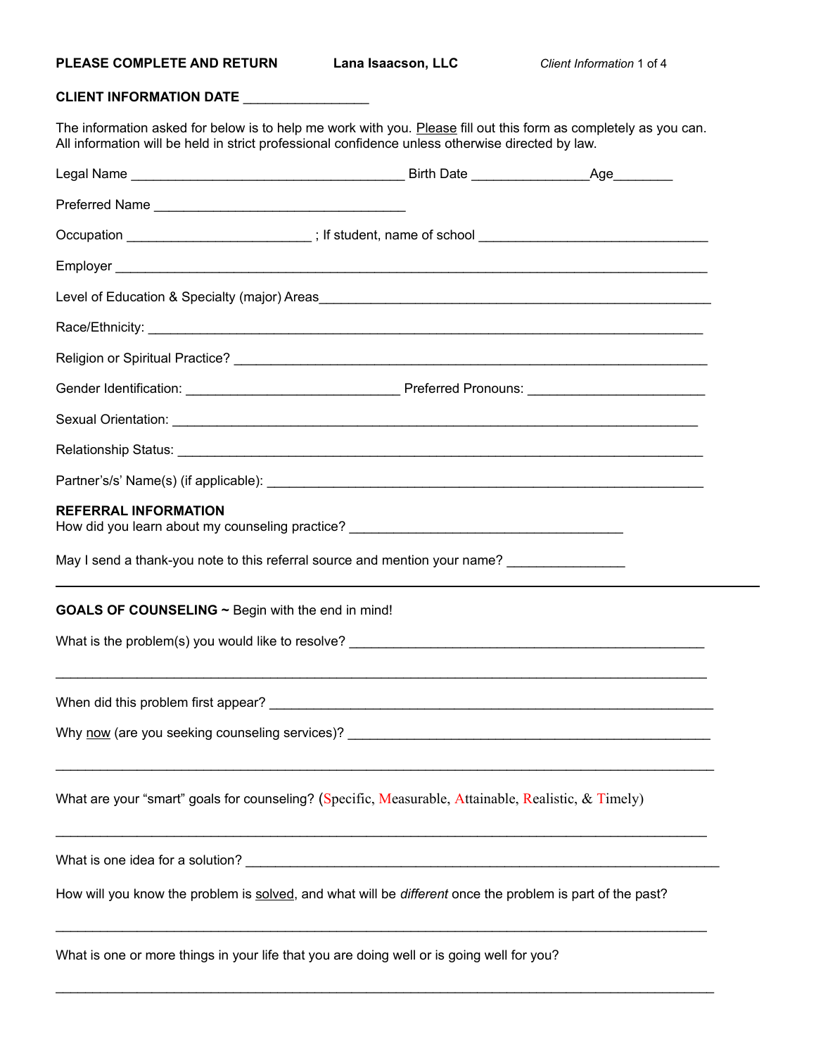**PLEASE COMPLETE AND RETURN** **Lana Isaacson, LLC** *Client Information*

**CLIENT INFORMATION DATE** ________________

The information asked for below is to help me work with you. Please fill out this form as completely as you can. All information will be held in strict professional confidence unless otherwise directed by law.

Legal Name ____________________________________ Birth Date _______________Age________

Preferred Name _________________________________

Occupation ________________________ ; If student, name of school ______________________________

Employer ____________________________________________________________________________

Level of Education & Specialty (major) Areas___________________________________________________

Race/Ethnicity: _________________________________________________________________________

Religion or Spiritual Practice? _______________________________________________________________

Gender Identification: ____________________________ Preferred Pronouns: _______________________

Sexual Orientation: _______________________________________________________________________

Relationship Status: ______________________________________________________________________

Partner's/s' Name(s) (if applicable): __________________________________________________________

**REFERRAL INFORMATION**

How did you learn about my counseling practice? ____________________________________

May I send a thank-you note to this referral source and mention your name? _______________

---

**GOALS OF COUNSELING ~** Begin with the end in mind!

What is the problem(s) you would like to resolve? _____________________________________________

____________________________________________________________________________________

When did this problem first appear? __________________________________________________________

Why now (are you seeking counseling services)? _______________________________________________

____________________________________________________________________________________

What are your "smart" goals for counseling? (Specific, Measurable, Attainable, Realistic, & Timely)

____________________________________________________________________________________

What is one idea for a solution? ______________________________________________________________

How will you know the problem is solved, and what will be *different* once the problem is part of the past?

____________________________________________________________________________________

What is one or more things in your life that you are doing well or is going well for you?

____________________________________________________________________________________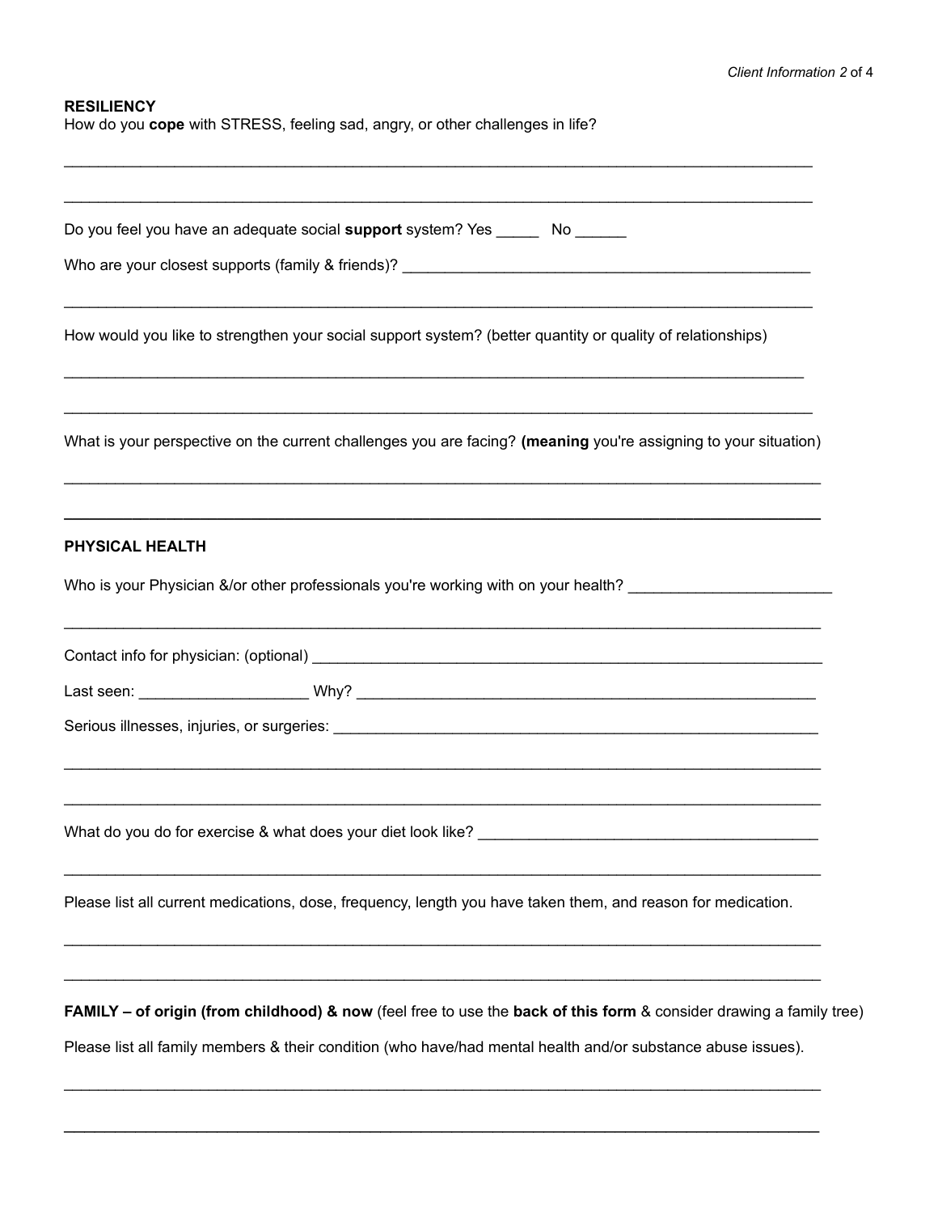**RESILIENCY**

How do you **cope** with STRESS, feeling sad, angry, or other challenges in life?

______________________________________________________________________________

______________________________________________________________________________

Do you feel you have an adequate social **support** system? Yes _____ No ______

Who are your closest supports (family & friends)? ________________________________________________

______________________________________________________________________________

How would you like to strengthen your social support system? (better quantity or quality of relationships)

______________________________________________________________________________

______________________________________________________________________________

What is your perspective on the current challenges you are facing? **(meaning** you're assigning to your situation)

______________________________________________________________________________

______________________________________________________________________________

**PHYSICAL HEALTH**

Who is your Physician &/or other professionals you're working with on your health? _______________________

______________________________________________________________________________

Contact info for physician: (optional) ____________________________________________________________

Last seen: ___________________ Why? ____________________________________________________

Serious illnesses, injuries, or surgeries: ________________________________________________________

______________________________________________________________________________

______________________________________________________________________________

What do you do for exercise & what does your diet look like? _______________________________________

______________________________________________________________________________

Please list all current medications, dose, frequency, length you have taken them, and reason for medication.

______________________________________________________________________________

______________________________________________________________________________

**FAMILY – of origin (from childhood) & now** (feel free to use the **back of this form** & consider drawing a family tree)

Please list all family members & their condition (who have/had mental health and/or substance abuse issues).

______________________________________________________________________________

______________________________________________________________________________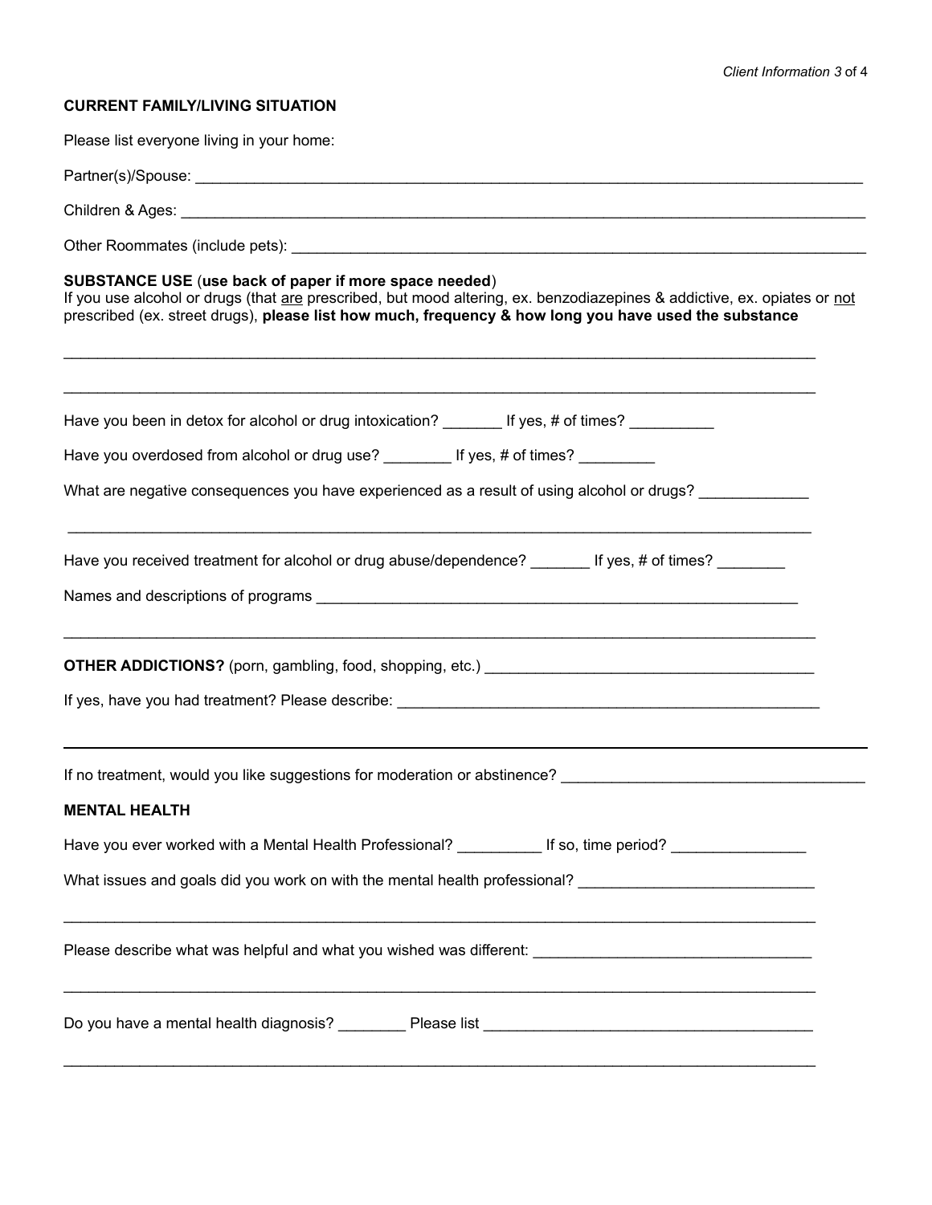**CURRENT FAMILY/LIVING SITUATION**

Please list everyone living in your home:

Partner(s)/Spouse: ___________________________________________________________________________

Children & Ages: ___________________________________________________________________________

Other Roommates (include pets): _______________________________________________________________

**SUBSTANCE USE** (**use back of paper if more space needed**)
If you use alcohol or drugs (that <u>are</u> prescribed, but mood altering, ex. benzodiazepines & addictive, ex. opiates or <u>not</u> prescribed (ex. street drugs), **please list how much, frequency & how long you have used the substance**

_____________________________________________________________________________________

_____________________________________________________________________________________

Have you been in detox for alcohol or drug intoxication? _______ If yes, # of times? __________

Have you overdosed from alcohol or drug use? ________ If yes, # of times? _________

What are negative consequences you have experienced as a result of using alcohol or drugs? _____________

_____________________________________________________________________________________

Have you received treatment for alcohol or drug abuse/dependence? _______ If yes, # of times? ________

Names and descriptions of programs ___________________________________________________________

_____________________________________________________________________________________

**OTHER ADDICTIONS?** (porn, gambling, food, shopping, etc.) _______________________________________

If yes, have you had treatment? Please describe: ________________________________________________

_____________________________________________________________________________________

If no treatment, would you like suggestions for moderation or abstinence? ___________________________________

**MENTAL HEALTH**

Have you ever worked with a Mental Health Professional? __________ If so, time period? ________________

What issues and goals did you work on with the mental health professional? ___________________________

_____________________________________________________________________________________

Please describe what was helpful and what you wished was different: ________________________________

_____________________________________________________________________________________

Do you have a mental health diagnosis? ________ Please list _______________________________________

_____________________________________________________________________________________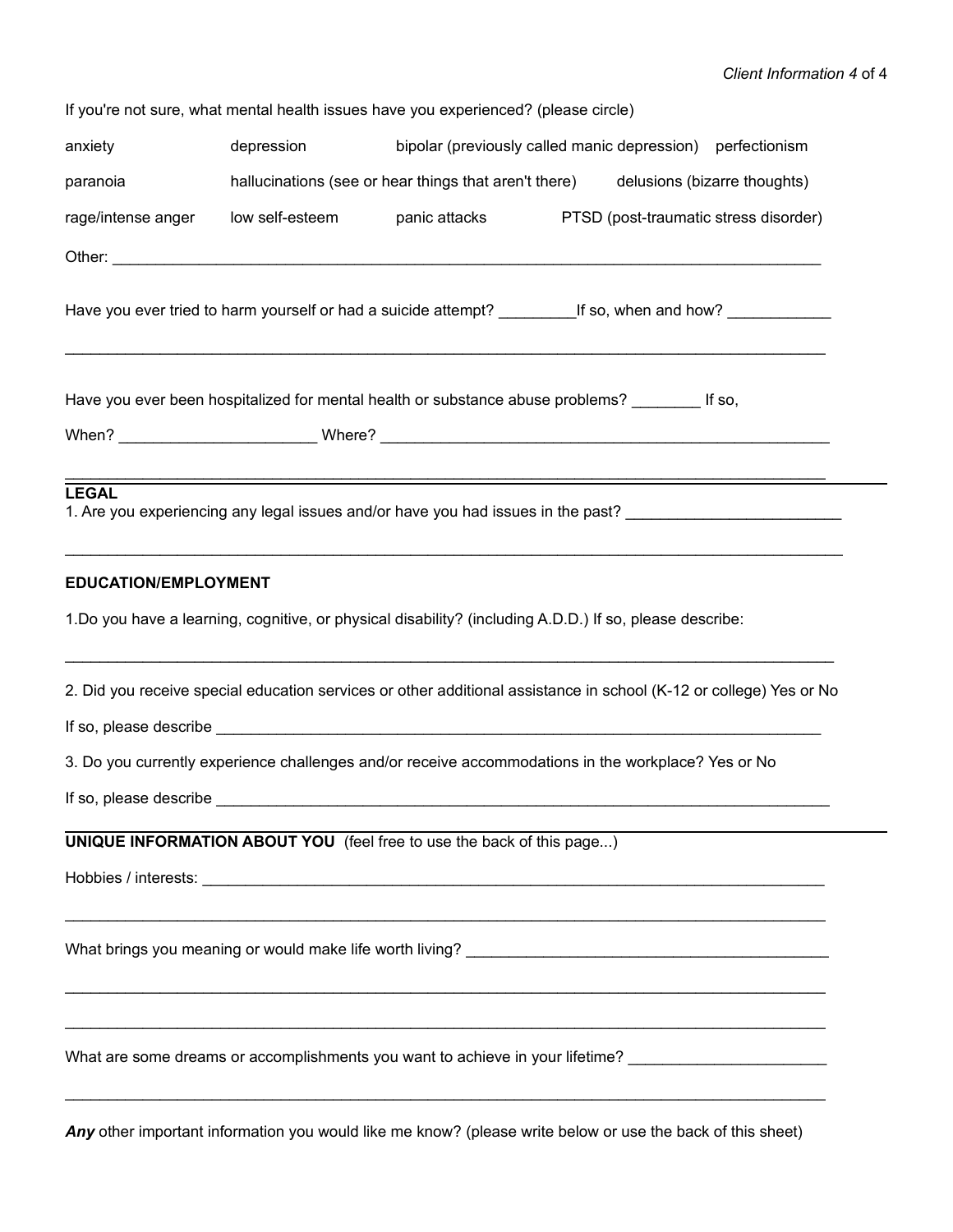If you're not sure, what mental health issues have you experienced? (please circle)

| | | | |
|---|---|---|---|
| anxiety | depression | bipolar (previously called manic depression) | perfectionism |
| paranoia | hallucinations (see or hear things that aren't there) | delusions (bizarre thoughts) | |
| rage/intense anger | low self-esteem | panic attacks | PTSD (post-traumatic stress disorder) |

Other: ___________________________________________________________________________

Have you ever tried to harm yourself or had a suicide attempt? _________If so, when and how? ____________

___________________________________________________________________________________

Have you ever been hospitalized for mental health or substance abuse problems? ________ If so,

When? ______________________ Where? ________________________________________________

___________________________________________________________________________________

**LEGAL**

1. Are you experiencing any legal issues and/or have you had issues in the past? _________________________

___________________________________________________________________________________

**EDUCATION/EMPLOYMENT**

1.Do you have a learning, cognitive, or physical disability? (including A.D.D.) If so, please describe:

___________________________________________________________________________________

2. Did you receive special education services or other additional assistance in school (K-12 or college) Yes or No

If so, please describe ______________________________________________________________________

3. Do you currently experience challenges and/or receive accommodations in the workplace? Yes or No

If so, please describe ______________________________________________________________________

**UNIQUE INFORMATION ABOUT YOU** (feel free to use the back of this page...)

Hobbies / interests: _______________________________________________________________________

___________________________________________________________________________________

What brings you meaning or would make life worth living? ___________________________________________

___________________________________________________________________________________

___________________________________________________________________________________

What are some dreams or accomplishments you want to achieve in your lifetime? _______________________

___________________________________________________________________________________

***Any*** other important information you would like me know? (please write below or use the back of this sheet)